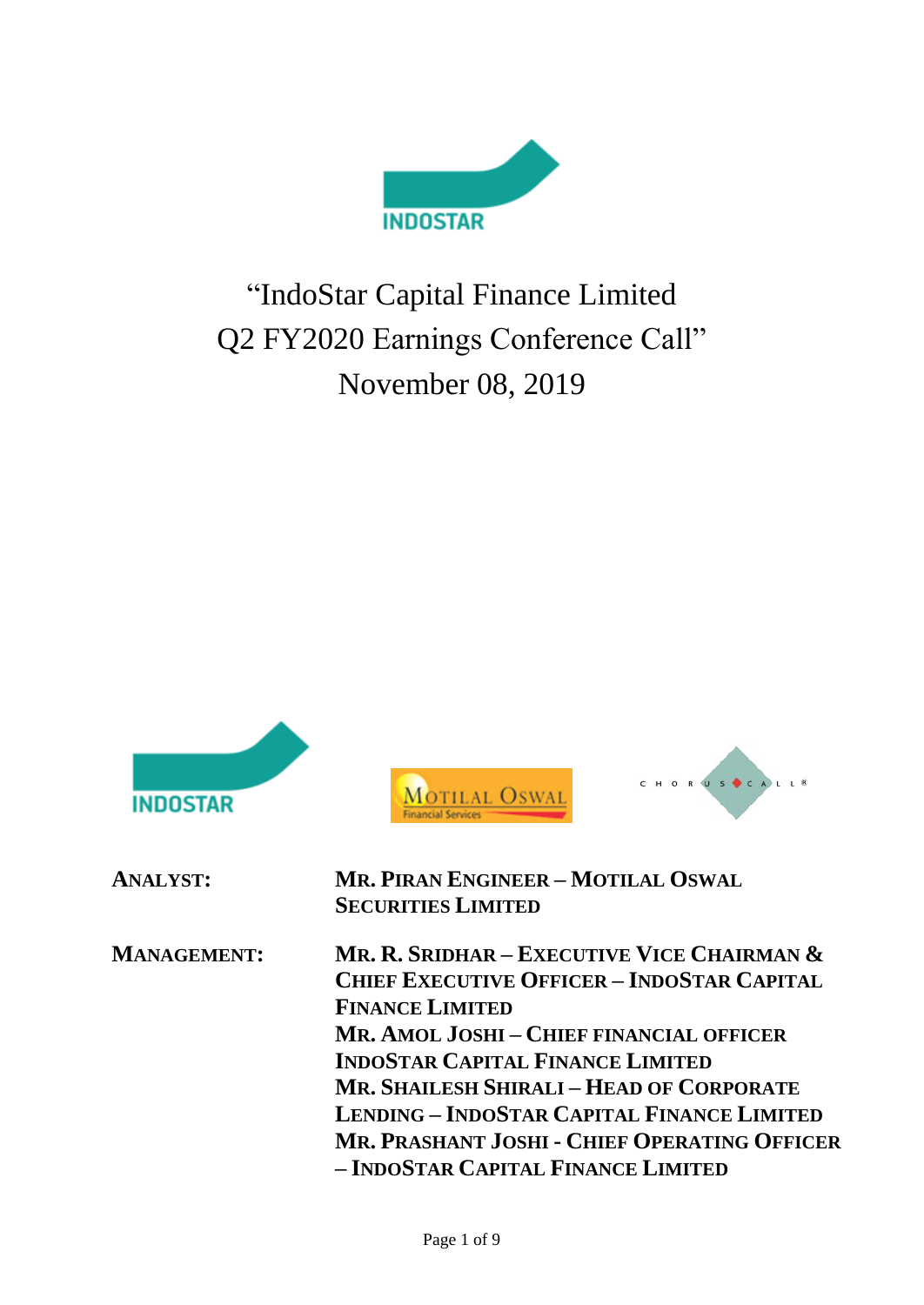# "IndoStar Capital Finance Limited Q2 FY2020 Earnings Conference Call"

## November 08, 2019

**ANALYST:** **MR. PIRAN ENGINEER – MOTILAL OSWAL SECURITIES LIMITED**

**MANAGEMENT:** **MR. R. SRIDHAR – EXECUTIVE VICE CHAIRMAN & CHIEF EXECUTIVE OFFICER – INDOSTAR CAPITAL FINANCE LIMITED**
**MR. AMOL JOSHI – CHIEF FINANCIAL OFFICER INDOSTAR CAPITAL FINANCE LIMITED**
**MR. SHAILESH SHIRALI – HEAD OF CORPORATE LENDING – INDOSTAR CAPITAL FINANCE LIMITED**
**MR. PRASHANT JOSHI - CHIEF OPERATING OFFICER – INDOSTAR CAPITAL FINANCE LIMITED**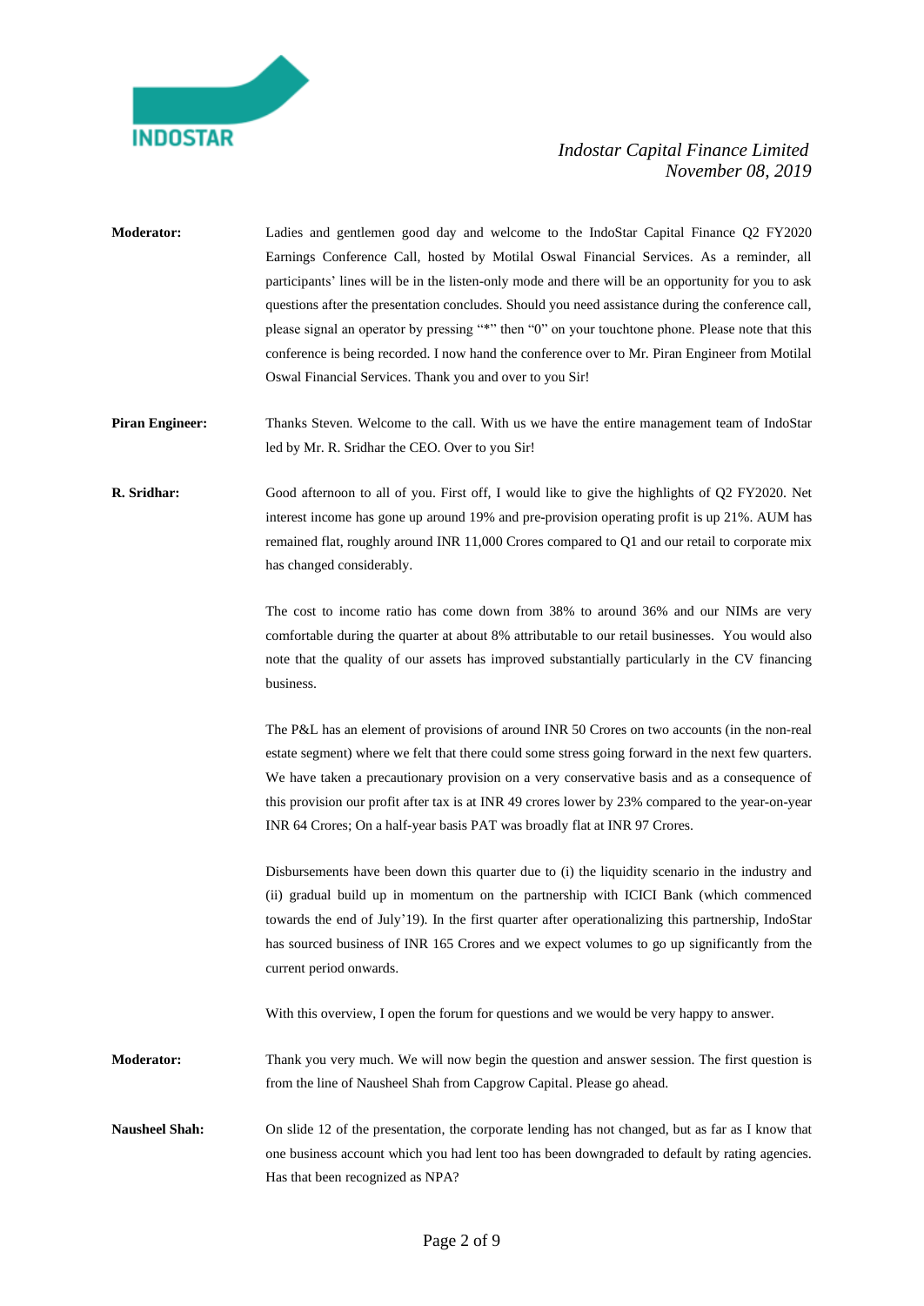**Moderator:** Ladies and gentlemen good day and welcome to the IndoStar Capital Finance Q2 FY2020 Earnings Conference Call, hosted by Motilal Oswal Financial Services. As a reminder, all participants' lines will be in the listen-only mode and there will be an opportunity for you to ask questions after the presentation concludes. Should you need assistance during the conference call, please signal an operator by pressing "*" then "0" on your touchtone phone. Please note that this conference is being recorded. I now hand the conference over to Mr. Piran Engineer from Motilal Oswal Financial Services. Thank you and over to you Sir!

**Piran Engineer:** Thanks Steven. Welcome to the call. With us we have the entire management team of IndoStar led by Mr. R. Sridhar the CEO. Over to you Sir!

**R. Sridhar:** Good afternoon to all of you. First off, I would like to give the highlights of Q2 FY2020. Net interest income has gone up around 19% and pre-provision operating profit is up 21%. AUM has remained flat, roughly around INR 11,000 Crores compared to Q1 and our retail to corporate mix has changed considerably.

The cost to income ratio has come down from 38% to around 36% and our NIMs are very comfortable during the quarter at about 8% attributable to our retail businesses. You would also note that the quality of our assets has improved substantially particularly in the CV financing business.

The P&L has an element of provisions of around INR 50 Crores on two accounts (in the non-real estate segment) where we felt that there could some stress going forward in the next few quarters. We have taken a precautionary provision on a very conservative basis and as a consequence of this provision our profit after tax is at INR 49 crores lower by 23% compared to the year-on-year INR 64 Crores; On a half-year basis PAT was broadly flat at INR 97 Crores.

Disbursements have been down this quarter due to (i) the liquidity scenario in the industry and (ii) gradual build up in momentum on the partnership with ICICI Bank (which commenced towards the end of July'19). In the first quarter after operationalizing this partnership, IndoStar has sourced business of INR 165 Crores and we expect volumes to go up significantly from the current period onwards.

With this overview, I open the forum for questions and we would be very happy to answer.

**Moderator:** Thank you very much. We will now begin the question and answer session. The first question is from the line of Nausheel Shah from Capgrow Capital. Please go ahead.

**Nausheel Shah:** On slide 12 of the presentation, the corporate lending has not changed, but as far as I know that one business account which you had lent too has been downgraded to default by rating agencies. Has that been recognized as NPA?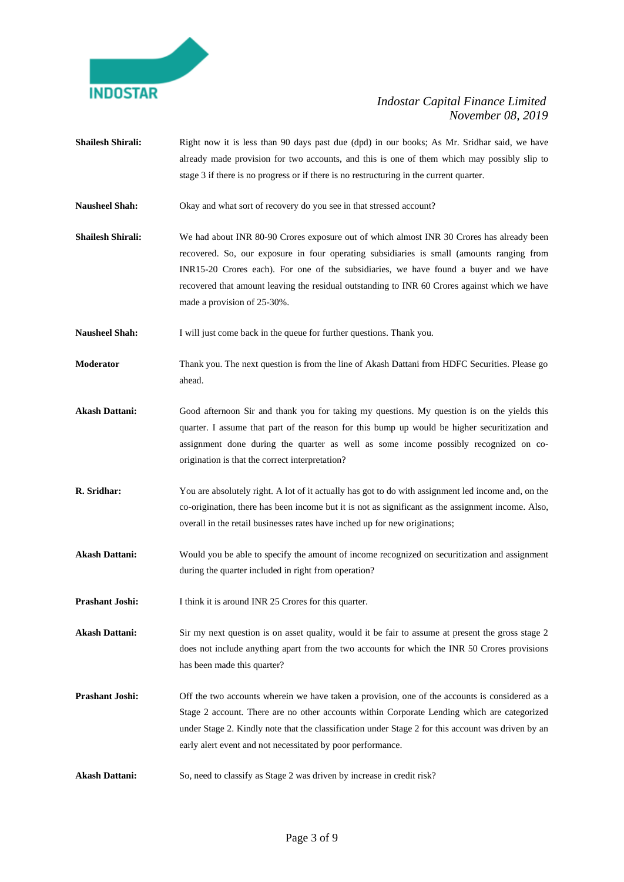**Shailesh Shirali:** Right now it is less than 90 days past due (dpd) in our books; As Mr. Sridhar said, we have already made provision for two accounts, and this is one of them which may possibly slip to stage 3 if there is no progress or if there is no restructuring in the current quarter.

**Nausheel Shah:** Okay and what sort of recovery do you see in that stressed account?

**Shailesh Shirali:** We had about INR 80-90 Crores exposure out of which almost INR 30 Crores has already been recovered. So, our exposure in four operating subsidiaries is small (amounts ranging from INR15-20 Crores each). For one of the subsidiaries, we have found a buyer and we have recovered that amount leaving the residual outstanding to INR 60 Crores against which we have made a provision of 25-30%.

**Nausheel Shah:** I will just come back in the queue for further questions. Thank you.

**Moderator** Thank you. The next question is from the line of Akash Dattani from HDFC Securities. Please go ahead.

**Akash Dattani:** Good afternoon Sir and thank you for taking my questions. My question is on the yields this quarter. I assume that part of the reason for this bump up would be higher securitization and assignment done during the quarter as well as some income possibly recognized on co-origination is that the correct interpretation?

**R. Sridhar:** You are absolutely right. A lot of it actually has got to do with assignment led income and, on the co-origination, there has been income but it is not as significant as the assignment income. Also, overall in the retail businesses rates have inched up for new originations;

**Akash Dattani:** Would you be able to specify the amount of income recognized on securitization and assignment during the quarter included in right from operation?

**Prashant Joshi:** I think it is around INR 25 Crores for this quarter.

**Akash Dattani:** Sir my next question is on asset quality, would it be fair to assume at present the gross stage 2 does not include anything apart from the two accounts for which the INR 50 Crores provisions has been made this quarter?

**Prashant Joshi:** Off the two accounts wherein we have taken a provision, one of the accounts is considered as a Stage 2 account. There are no other accounts within Corporate Lending which are categorized under Stage 2. Kindly note that the classification under Stage 2 for this account was driven by an early alert event and not necessitated by poor performance.

**Akash Dattani:** So, need to classify as Stage 2 was driven by increase in credit risk?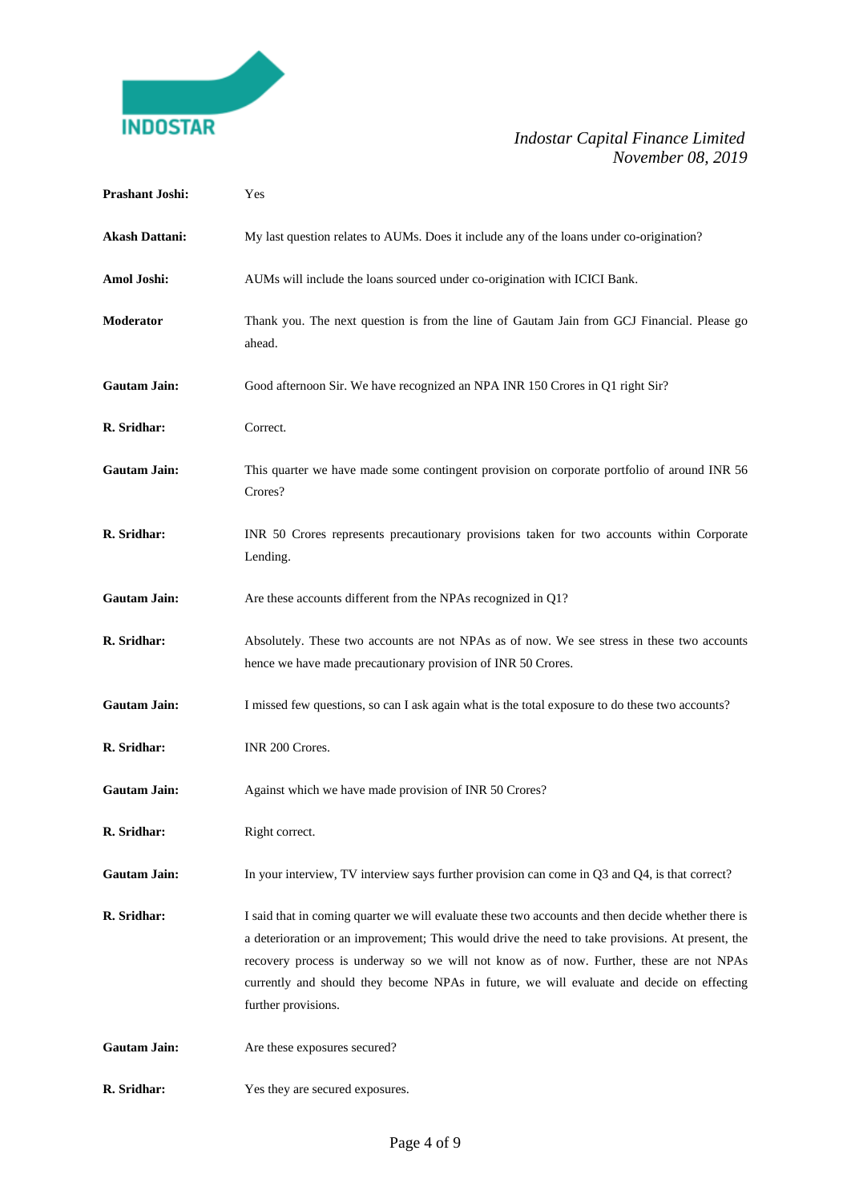**Prashant Joshi:** Yes

**Akash Dattani:** My last question relates to AUMs. Does it include any of the loans under co-origination?

**Amol Joshi:** AUMs will include the loans sourced under co-origination with ICICI Bank.

**Moderator** Thank you. The next question is from the line of Gautam Jain from GCJ Financial. Please go ahead.

**Gautam Jain:** Good afternoon Sir. We have recognized an NPA INR 150 Crores in Q1 right Sir?

**R. Sridhar:** Correct.

**Gautam Jain:** This quarter we have made some contingent provision on corporate portfolio of around INR 56 Crores?

**R. Sridhar:** INR 50 Crores represents precautionary provisions taken for two accounts within Corporate Lending.

**Gautam Jain:** Are these accounts different from the NPAs recognized in Q1?

**R. Sridhar:** Absolutely. These two accounts are not NPAs as of now. We see stress in these two accounts hence we have made precautionary provision of INR 50 Crores.

**Gautam Jain:** I missed few questions, so can I ask again what is the total exposure to do these two accounts?

**R. Sridhar:** INR 200 Crores.

**Gautam Jain:** Against which we have made provision of INR 50 Crores?

**R. Sridhar:** Right correct.

**Gautam Jain:** In your interview, TV interview says further provision can come in Q3 and Q4, is that correct?

**R. Sridhar:** I said that in coming quarter we will evaluate these two accounts and then decide whether there is a deterioration or an improvement; This would drive the need to take provisions. At present, the recovery process is underway so we will not know as of now. Further, these are not NPAs currently and should they become NPAs in future, we will evaluate and decide on effecting further provisions.

**Gautam Jain:** Are these exposures secured?

**R. Sridhar:** Yes they are secured exposures.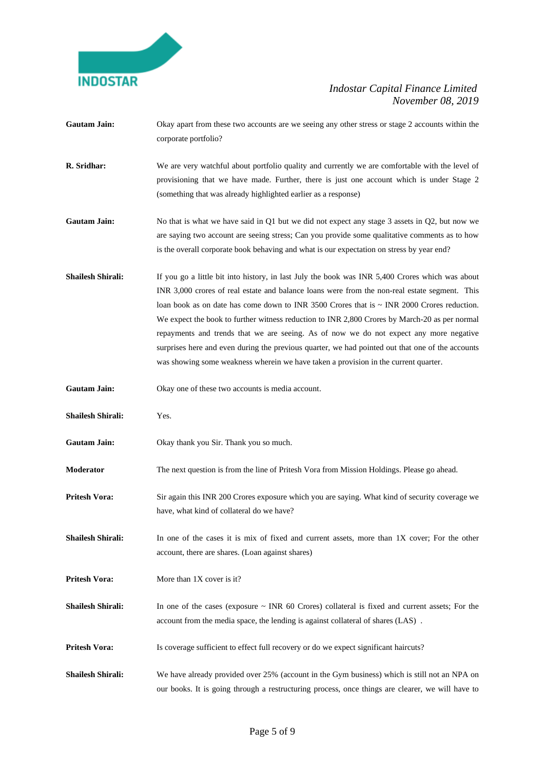**Gautam Jain:** Okay apart from these two accounts are we seeing any other stress or stage 2 accounts within the corporate portfolio?

**R. Sridhar:** We are very watchful about portfolio quality and currently we are comfortable with the level of provisioning that we have made. Further, there is just one account which is under Stage 2 (something that was already highlighted earlier as a response)

**Gautam Jain:** No that is what we have said in Q1 but we did not expect any stage 3 assets in Q2, but now we are saying two account are seeing stress; Can you provide some qualitative comments as to how is the overall corporate book behaving and what is our expectation on stress by year end?

**Shailesh Shirali:** If you go a little bit into history, in last July the book was INR 5,400 Crores which was about INR 3,000 crores of real estate and balance loans were from the non-real estate segment. This loan book as on date has come down to INR 3500 Crores that is ~ INR 2000 Crores reduction. We expect the book to further witness reduction to INR 2,800 Crores by March-20 as per normal repayments and trends that we are seeing. As of now we do not expect any more negative surprises here and even during the previous quarter, we had pointed out that one of the accounts was showing some weakness wherein we have taken a provision in the current quarter.

**Gautam Jain:** Okay one of these two accounts is media account.

**Shailesh Shirali:** Yes.

**Gautam Jain:** Okay thank you Sir. Thank you so much.

**Moderator** The next question is from the line of Pritesh Vora from Mission Holdings. Please go ahead.

**Pritesh Vora:** Sir again this INR 200 Crores exposure which you are saying. What kind of security coverage we have, what kind of collateral do we have?

**Shailesh Shirali:** In one of the cases it is mix of fixed and current assets, more than 1X cover; For the other account, there are shares. (Loan against shares)

**Pritesh Vora:** More than 1X cover is it?

**Shailesh Shirali:** In one of the cases (exposure ~ INR 60 Crores) collateral is fixed and current assets; For the account from the media space, the lending is against collateral of shares (LAS) .

**Pritesh Vora:** Is coverage sufficient to effect full recovery or do we expect significant haircuts?

**Shailesh Shirali:** We have already provided over 25% (account in the Gym business) which is still not an NPA on our books. It is going through a restructuring process, once things are clearer, we will have to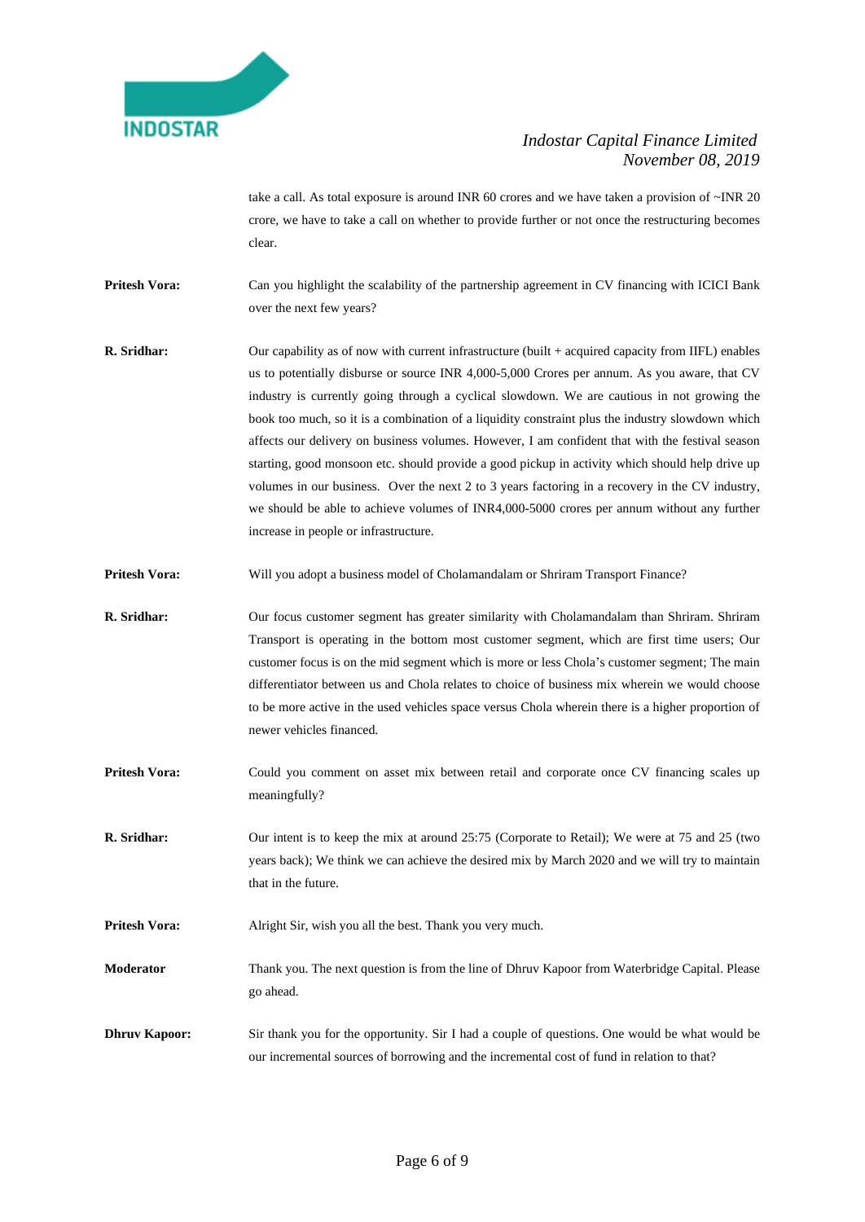take a call. As total exposure is around INR 60 crores and we have taken a provision of ~INR 20 crore, we have to take a call on whether to provide further or not once the restructuring becomes clear.

**Pritesh Vora:** Can you highlight the scalability of the partnership agreement in CV financing with ICICI Bank over the next few years?

**R. Sridhar:** Our capability as of now with current infrastructure (built + acquired capacity from IIFL) enables us to potentially disburse or source INR 4,000-5,000 Crores per annum. As you aware, that CV industry is currently going through a cyclical slowdown. We are cautious in not growing the book too much, so it is a combination of a liquidity constraint plus the industry slowdown which affects our delivery on business volumes. However, I am confident that with the festival season starting, good monsoon etc. should provide a good pickup in activity which should help drive up volumes in our business. Over the next 2 to 3 years factoring in a recovery in the CV industry, we should be able to achieve volumes of INR4,000-5000 crores per annum without any further increase in people or infrastructure.

**Pritesh Vora:** Will you adopt a business model of Cholamandalam or Shriram Transport Finance?

**R. Sridhar:** Our focus customer segment has greater similarity with Cholamandalam than Shriram. Shriram Transport is operating in the bottom most customer segment, which are first time users; Our customer focus is on the mid segment which is more or less Chola's customer segment; The main differentiator between us and Chola relates to choice of business mix wherein we would choose to be more active in the used vehicles space versus Chola wherein there is a higher proportion of newer vehicles financed.

**Pritesh Vora:** Could you comment on asset mix between retail and corporate once CV financing scales up meaningfully?

**R. Sridhar:** Our intent is to keep the mix at around 25:75 (Corporate to Retail); We were at 75 and 25 (two years back); We think we can achieve the desired mix by March 2020 and we will try to maintain that in the future.

**Pritesh Vora:** Alright Sir, wish you all the best. Thank you very much.

**Moderator** Thank you. The next question is from the line of Dhruv Kapoor from Waterbridge Capital. Please go ahead.

**Dhruv Kapoor:** Sir thank you for the opportunity. Sir I had a couple of questions. One would be what would be our incremental sources of borrowing and the incremental cost of fund in relation to that?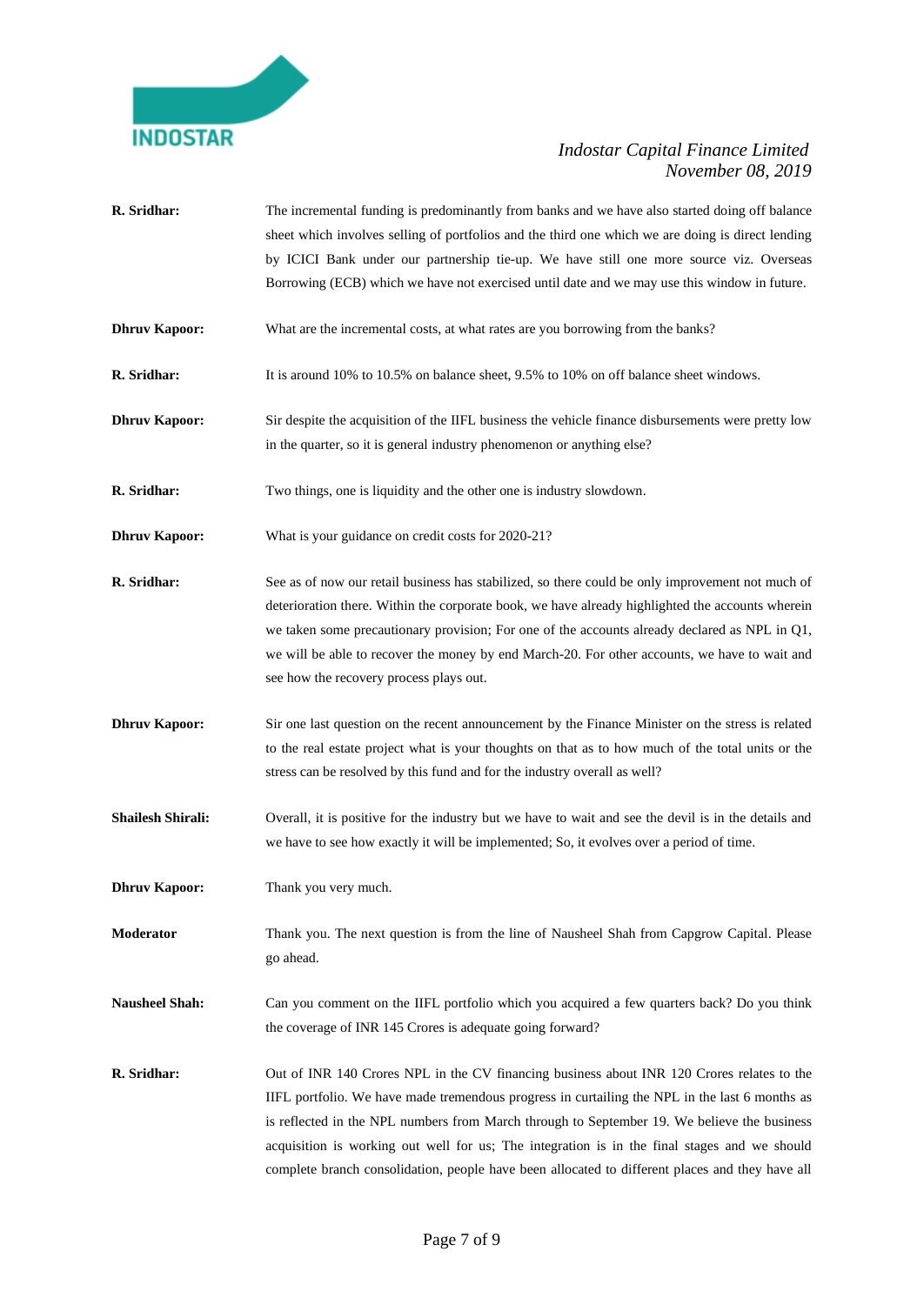**R. Sridhar:** The incremental funding is predominantly from banks and we have also started doing off balance sheet which involves selling of portfolios and the third one which we are doing is direct lending by ICICI Bank under our partnership tie-up. We have still one more source viz. Overseas Borrowing (ECB) which we have not exercised until date and we may use this window in future.

**Dhruv Kapoor:** What are the incremental costs, at what rates are you borrowing from the banks?

**R. Sridhar:** It is around 10% to 10.5% on balance sheet, 9.5% to 10% on off balance sheet windows.

**Dhruv Kapoor:** Sir despite the acquisition of the IIFL business the vehicle finance disbursements were pretty low in the quarter, so it is general industry phenomenon or anything else?

**R. Sridhar:** Two things, one is liquidity and the other one is industry slowdown.

**Dhruv Kapoor:** What is your guidance on credit costs for 2020-21?

**R. Sridhar:** See as of now our retail business has stabilized, so there could be only improvement not much of deterioration there. Within the corporate book, we have already highlighted the accounts wherein we taken some precautionary provision; For one of the accounts already declared as NPL in Q1, we will be able to recover the money by end March-20. For other accounts, we have to wait and see how the recovery process plays out.

**Dhruv Kapoor:** Sir one last question on the recent announcement by the Finance Minister on the stress is related to the real estate project what is your thoughts on that as to how much of the total units or the stress can be resolved by this fund and for the industry overall as well?

**Shailesh Shirali:** Overall, it is positive for the industry but we have to wait and see the devil is in the details and we have to see how exactly it will be implemented; So, it evolves over a period of time.

**Dhruv Kapoor:** Thank you very much.

**Moderator** Thank you. The next question is from the line of Nausheel Shah from Capgrow Capital. Please go ahead.

**Nausheel Shah:** Can you comment on the IIFL portfolio which you acquired a few quarters back? Do you think the coverage of INR 145 Crores is adequate going forward?

**R. Sridhar:** Out of INR 140 Crores NPL in the CV financing business about INR 120 Crores relates to the IIFL portfolio. We have made tremendous progress in curtailing the NPL in the last 6 months as is reflected in the NPL numbers from March through to September 19. We believe the business acquisition is working out well for us; The integration is in the final stages and we should complete branch consolidation, people have been allocated to different places and they have all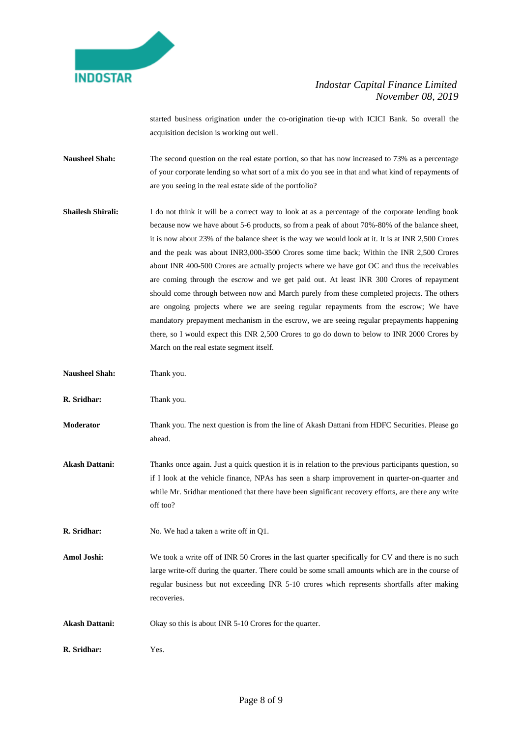started business origination under the co-origination tie-up with ICICI Bank. So overall the acquisition decision is working out well.

**Nausheel Shah:** The second question on the real estate portion, so that has now increased to 73% as a percentage of your corporate lending so what sort of a mix do you see in that and what kind of repayments of are you seeing in the real estate side of the portfolio?

**Shailesh Shirali:** I do not think it will be a correct way to look at as a percentage of the corporate lending book because now we have about 5-6 products, so from a peak of about 70%-80% of the balance sheet, it is now about 23% of the balance sheet is the way we would look at it. It is at INR 2,500 Crores and the peak was about INR3,000-3500 Crores some time back; Within the INR 2,500 Crores about INR 400-500 Crores are actually projects where we have got OC and thus the receivables are coming through the escrow and we get paid out. At least INR 300 Crores of repayment should come through between now and March purely from these completed projects. The others are ongoing projects where we are seeing regular repayments from the escrow; We have mandatory prepayment mechanism in the escrow, we are seeing regular prepayments happening there, so I would expect this INR 2,500 Crores to go do down to below to INR 2000 Crores by March on the real estate segment itself.

**Nausheel Shah:** Thank you.

**R. Sridhar:** Thank you.

**Moderator** Thank you. The next question is from the line of Akash Dattani from HDFC Securities. Please go ahead.

**Akash Dattani:** Thanks once again. Just a quick question it is in relation to the previous participants question, so if I look at the vehicle finance, NPAs has seen a sharp improvement in quarter-on-quarter and while Mr. Sridhar mentioned that there have been significant recovery efforts, are there any write off too?

**R. Sridhar:** No. We had a taken a write off in Q1.

**Amol Joshi:** We took a write off of INR 50 Crores in the last quarter specifically for CV and there is no such large write-off during the quarter. There could be some small amounts which are in the course of regular business but not exceeding INR 5-10 crores which represents shortfalls after making recoveries.

**Akash Dattani:** Okay so this is about INR 5-10 Crores for the quarter.

**R. Sridhar:** Yes.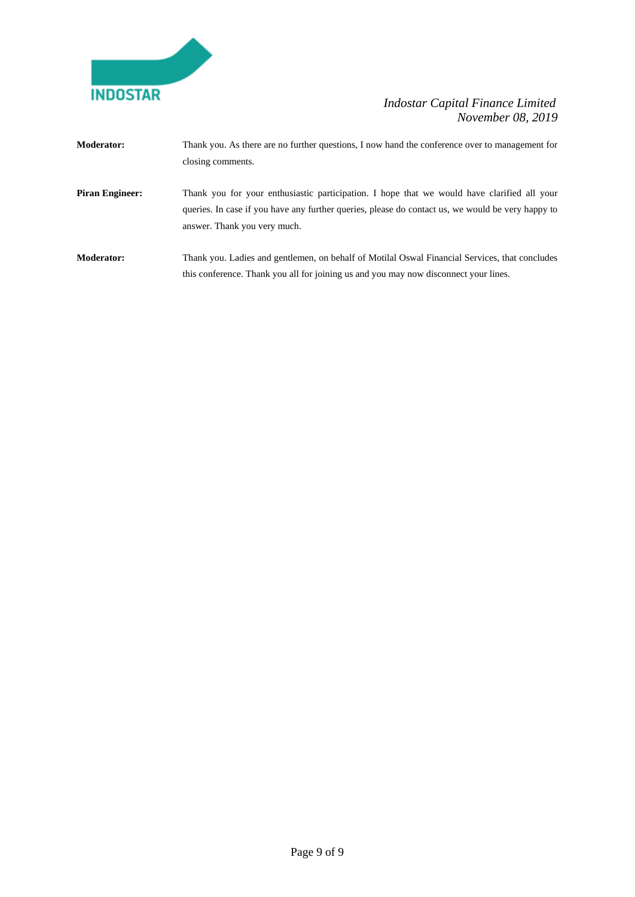**Moderator:** Thank you. As there are no further questions, I now hand the conference over to management for closing comments.

**Piran Engineer:** Thank you for your enthusiastic participation. I hope that we would have clarified all your queries. In case if you have any further queries, please do contact us, we would be very happy to answer. Thank you very much.

**Moderator:** Thank you. Ladies and gentlemen, on behalf of Motilal Oswal Financial Services, that concludes this conference. Thank you all for joining us and you may now disconnect your lines.